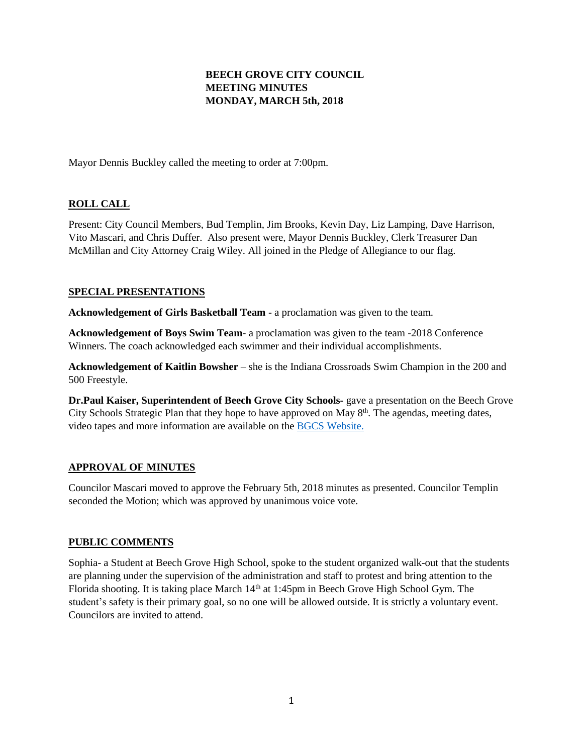# BEECH GROVE CITY COUNCIL
# MEETING MINUTES
# MONDAY, MARCH 5th, 2018

Mayor Dennis Buckley called the meeting to order at 7:00pm.

## ROLL CALL

Present: City Council Members, Bud Templin, Jim Brooks, Kevin Day, Liz Lamping, Dave Harrison, Vito Mascari, and Chris Duffer. Also present were, Mayor Dennis Buckley, Clerk Treasurer Dan McMillan and City Attorney Craig Wiley. All joined in the Pledge of Allegiance to our flag.

## SPECIAL PRESENTATIONS

**Acknowledgement of Girls Basketball Team** - a proclamation was given to the team.

**Acknowledgement of Boys Swim Team-** a proclamation was given to the team -2018 Conference Winners. The coach acknowledged each swimmer and their individual accomplishments.

**Acknowledgement of Kaitlin Bowsher** – she is the Indiana Crossroads Swim Champion in the 200 and 500 Freestyle.

**Dr.Paul Kaiser, Superintendent of Beech Grove City Schools-** gave a presentation on the Beech Grove City Schools Strategic Plan that they hope to have approved on May 8th. The agendas, meeting dates, video tapes and more information are available on the BGCS Website.

## APPROVAL OF MINUTES

Councilor Mascari moved to approve the February 5th, 2018 minutes as presented. Councilor Templin seconded the Motion; which was approved by unanimous voice vote.

## PUBLIC COMMENTS

Sophia- a Student at Beech Grove High School, spoke to the student organized walk-out that the students are planning under the supervision of the administration and staff to protest and bring attention to the Florida shooting. It is taking place March 14th at 1:45pm in Beech Grove High School Gym. The student's safety is their primary goal, so no one will be allowed outside. It is strictly a voluntary event. Councilors are invited to attend.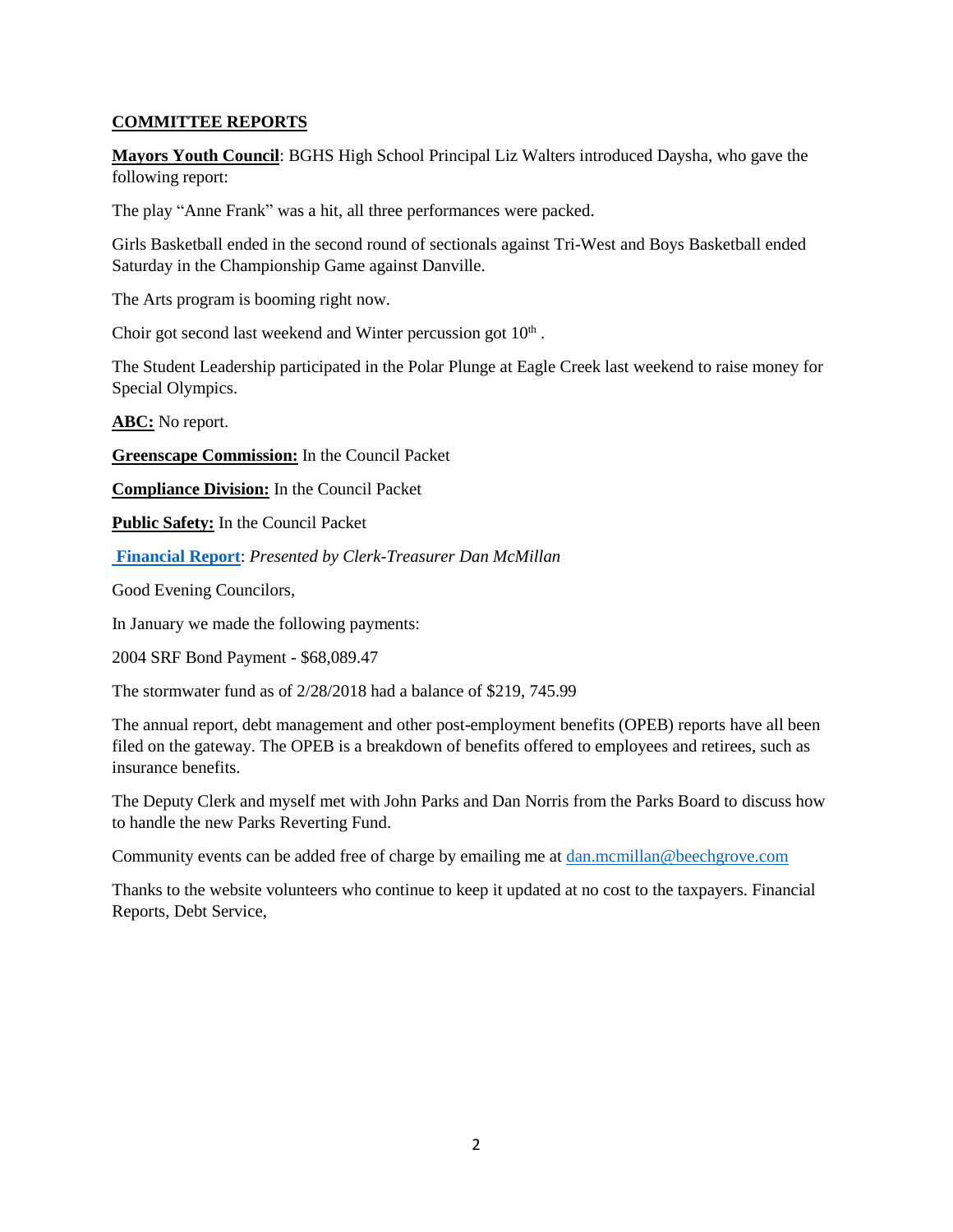**COMMITTEE REPORTS**

**Mayors Youth Council**: BGHS High School Principal Liz Walters introduced Daysha, who gave the following report:

The play "Anne Frank" was a hit, all three performances were packed.

Girls Basketball ended in the second round of sectionals against Tri-West and Boys Basketball ended Saturday in the Championship Game against Danville.

The Arts program is booming right now.

Choir got second last weekend and Winter percussion got 10th .

The Student Leadership participated in the Polar Plunge at Eagle Creek last weekend to raise money for Special Olympics.

**ABC:** No report.

**Greenscape Commission:** In the Council Packet

**Compliance Division:** In the Council Packet

**Public Safety:** In the Council Packet

**Financial Report**: *Presented by Clerk-Treasurer Dan McMillan*

Good Evening Councilors,

In January we made the following payments:

2004 SRF Bond Payment - $68,089.47

The stormwater fund as of 2/28/2018 had a balance of $219, 745.99

The annual report, debt management and other post-employment benefits (OPEB) reports have all been filed on the gateway. The OPEB is a breakdown of benefits offered to employees and retirees, such as insurance benefits.

The Deputy Clerk and myself met with John Parks and Dan Norris from the Parks Board to discuss how to handle the new Parks Reverting Fund.

Community events can be added free of charge by emailing me at dan.mcmillan@beechgrove.com

Thanks to the website volunteers who continue to keep it updated at no cost to the taxpayers. Financial Reports, Debt Service,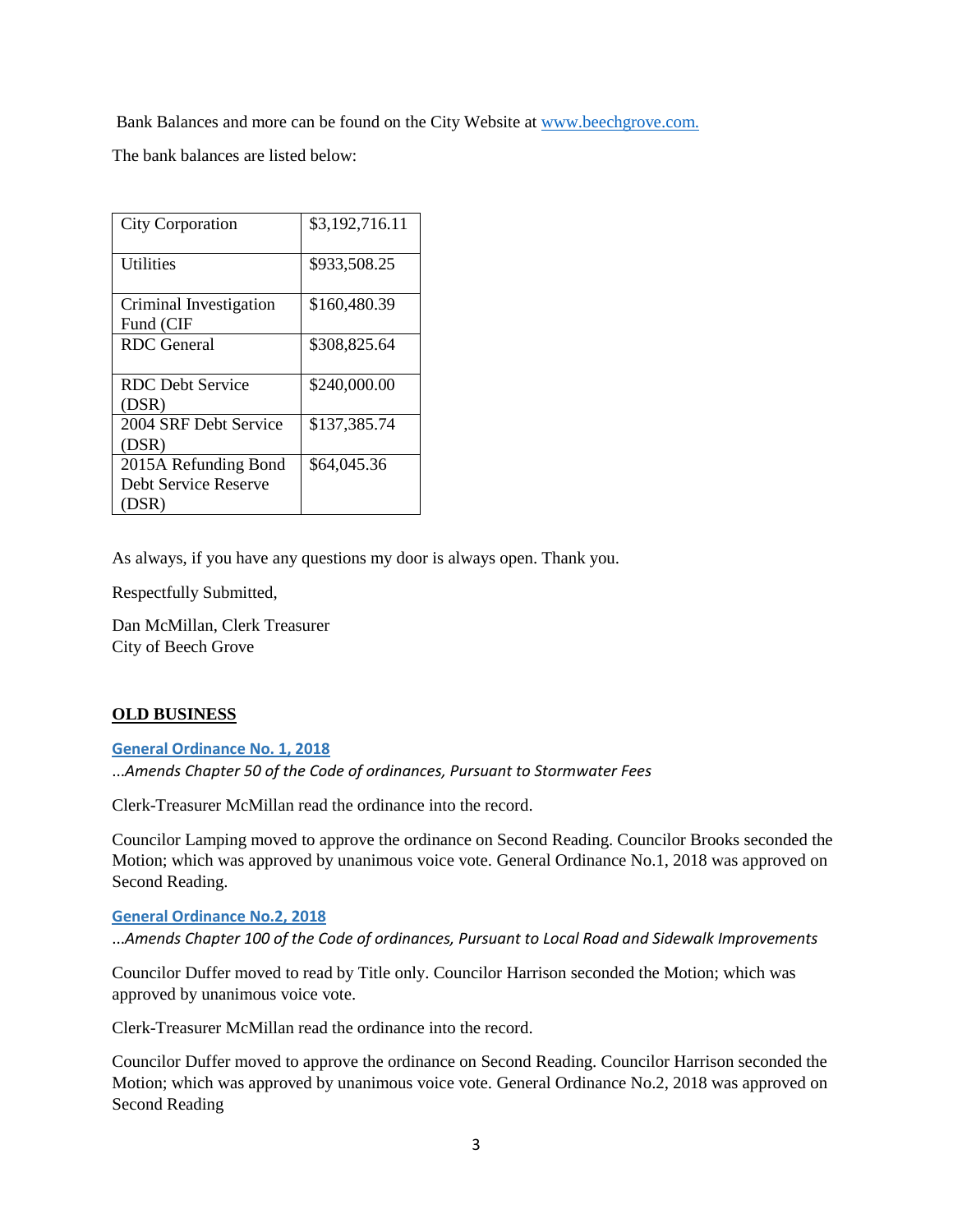Bank Balances and more can be found on the City Website at [www.beechgrove.com.](http://www.beechgrove.com)

The bank balances are listed below:

| | |
|---|---|
| City Corporation | $3,192,716.11 |
| Utilities | $933,508.25 |
| Criminal Investigation Fund (CIF | $160,480.39 |
| RDC General | $308,825.64 |
| RDC Debt Service (DSR) | $240,000.00 |
| 2004 SRF Debt Service (DSR) | $137,385.74 |
| 2015A Refunding Bond Debt Service Reserve (DSR) | $64,045.36 |

As always, if you have any questions my door is always open. Thank you.

Respectfully Submitted,

Dan McMillan, Clerk Treasurer
City of Beech Grove

**OLD BUSINESS**

**General Ordinance No. 1, 2018**

*...Amends Chapter 50 of the Code of ordinances, Pursuant to Stormwater Fees*

Clerk-Treasurer McMillan read the ordinance into the record.

Councilor Lamping moved to approve the ordinance on Second Reading. Councilor Brooks seconded the Motion; which was approved by unanimous voice vote. General Ordinance No.1, 2018 was approved on Second Reading.

**General Ordinance No.2, 2018**

*...Amends Chapter 100 of the Code of ordinances, Pursuant to Local Road and Sidewalk Improvements*

Councilor Duffer moved to read by Title only. Councilor Harrison seconded the Motion; which was approved by unanimous voice vote.

Clerk-Treasurer McMillan read the ordinance into the record.

Councilor Duffer moved to approve the ordinance on Second Reading. Councilor Harrison seconded the Motion; which was approved by unanimous voice vote. General Ordinance No.2, 2018 was approved on Second Reading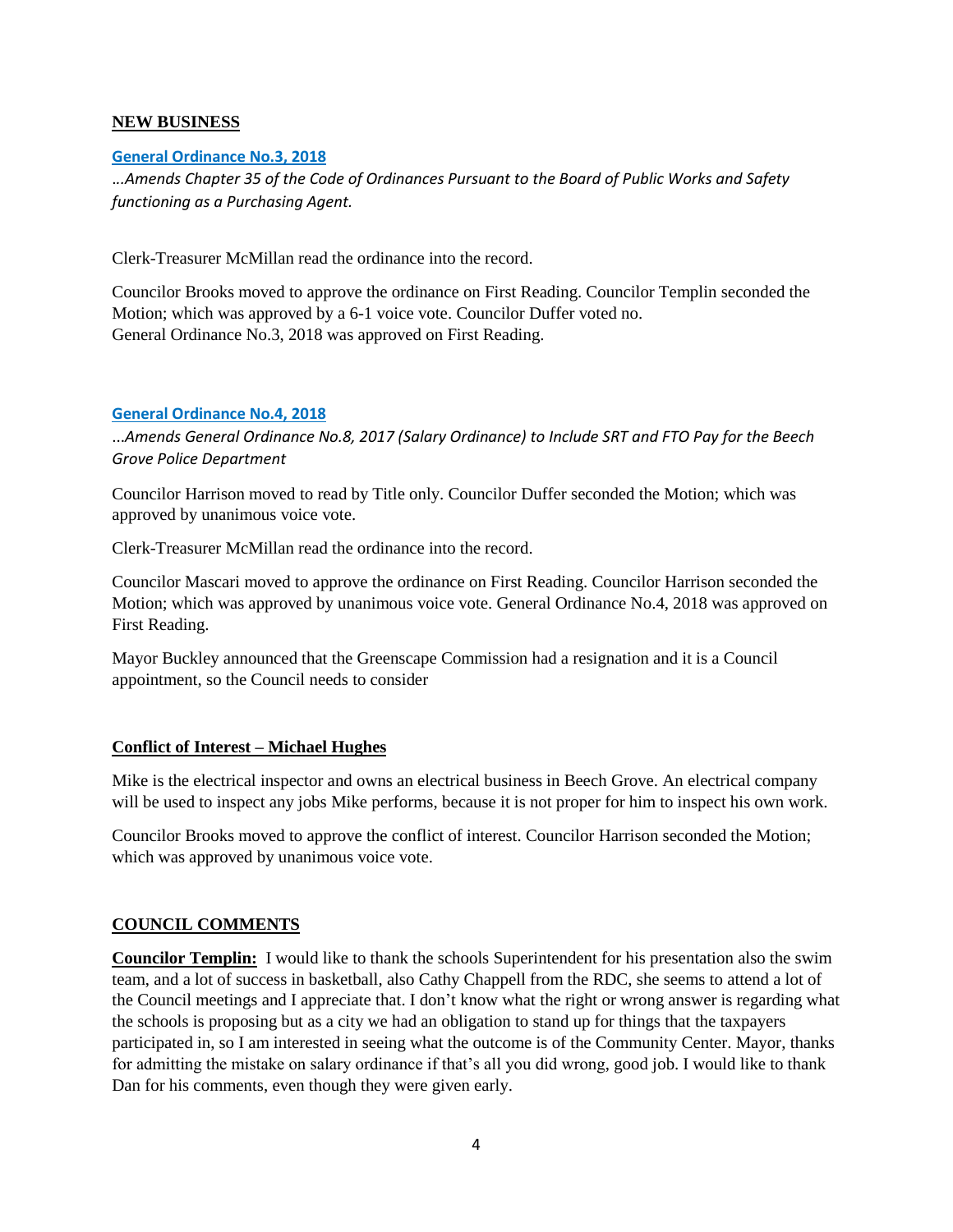## NEW BUSINESS

**General Ordinance No.3, 2018**

*…Amends Chapter 35 of the Code of Ordinances Pursuant to the Board of Public Works and Safety functioning as a Purchasing Agent.*

Clerk-Treasurer McMillan read the ordinance into the record.

Councilor Brooks moved to approve the ordinance on First Reading. Councilor Templin seconded the Motion; which was approved by a 6-1 voice vote. Councilor Duffer voted no. General Ordinance No.3, 2018 was approved on First Reading.

**General Ordinance No.4, 2018**

*…Amends General Ordinance No.8, 2017 (Salary Ordinance) to Include SRT and FTO Pay for the Beech Grove Police Department*

Councilor Harrison moved to read by Title only. Councilor Duffer seconded the Motion; which was approved by unanimous voice vote.

Clerk-Treasurer McMillan read the ordinance into the record.

Councilor Mascari moved to approve the ordinance on First Reading. Councilor Harrison seconded the Motion; which was approved by unanimous voice vote. General Ordinance No.4, 2018 was approved on First Reading.

Mayor Buckley announced that the Greenscape Commission had a resignation and it is a Council appointment, so the Council needs to consider

## Conflict of Interest – Michael Hughes

Mike is the electrical inspector and owns an electrical business in Beech Grove. An electrical company will be used to inspect any jobs Mike performs, because it is not proper for him to inspect his own work.

Councilor Brooks moved to approve the conflict of interest. Councilor Harrison seconded the Motion; which was approved by unanimous voice vote.

## COUNCIL COMMENTS

**Councilor Templin:** I would like to thank the schools Superintendent for his presentation also the swim team, and a lot of success in basketball, also Cathy Chappell from the RDC, she seems to attend a lot of the Council meetings and I appreciate that. I don't know what the right or wrong answer is regarding what the schools is proposing but as a city we had an obligation to stand up for things that the taxpayers participated in, so I am interested in seeing what the outcome is of the Community Center. Mayor, thanks for admitting the mistake on salary ordinance if that's all you did wrong, good job. I would like to thank Dan for his comments, even though they were given early.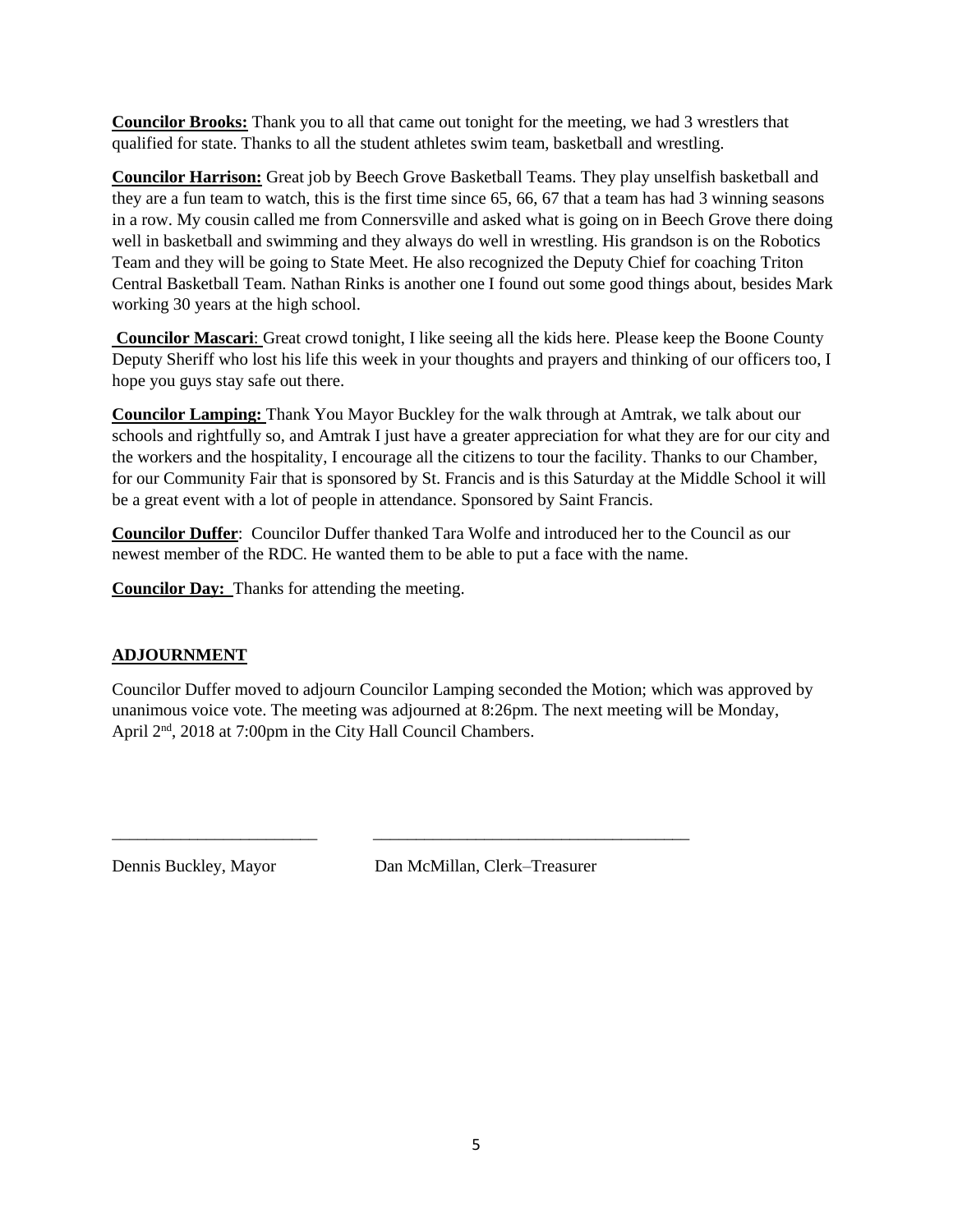**Councilor Brooks:** Thank you to all that came out tonight for the meeting, we had 3 wrestlers that qualified for state. Thanks to all the student athletes swim team, basketball and wrestling.

**Councilor Harrison:** Great job by Beech Grove Basketball Teams. They play unselfish basketball and they are a fun team to watch, this is the first time since 65, 66, 67 that a team has had 3 winning seasons in a row. My cousin called me from Connersville and asked what is going on in Beech Grove there doing well in basketball and swimming and they always do well in wrestling. His grandson is on the Robotics Team and they will be going to State Meet. He also recognized the Deputy Chief for coaching Triton Central Basketball Team. Nathan Rinks is another one I found out some good things about, besides Mark working 30 years at the high school.

**Councilor Mascari**: Great crowd tonight, I like seeing all the kids here. Please keep the Boone County Deputy Sheriff who lost his life this week in your thoughts and prayers and thinking of our officers too, I hope you guys stay safe out there.

**Councilor Lamping:** Thank You Mayor Buckley for the walk through at Amtrak, we talk about our schools and rightfully so, and Amtrak I just have a greater appreciation for what they are for our city and the workers and the hospitality, I encourage all the citizens to tour the facility. Thanks to our Chamber, for our Community Fair that is sponsored by St. Francis and is this Saturday at the Middle School it will be a great event with a lot of people in attendance. Sponsored by Saint Francis.

**Councilor Duffer**: Councilor Duffer thanked Tara Wolfe and introduced her to the Council as our newest member of the RDC. He wanted them to be able to put a face with the name.

**Councilor Day:** Thanks for attending the meeting.

## ADJOURNMENT

Councilor Duffer moved to adjourn Councilor Lamping seconded the Motion; which was approved by unanimous voice vote. The meeting was adjourned at 8:26pm. The next meeting will be Monday, April 2nd, 2018 at 7:00pm in the City Hall Council Chambers.

________________________ ______________________________________

Dennis Buckley, Mayor Dan McMillan, Clerk–Treasurer